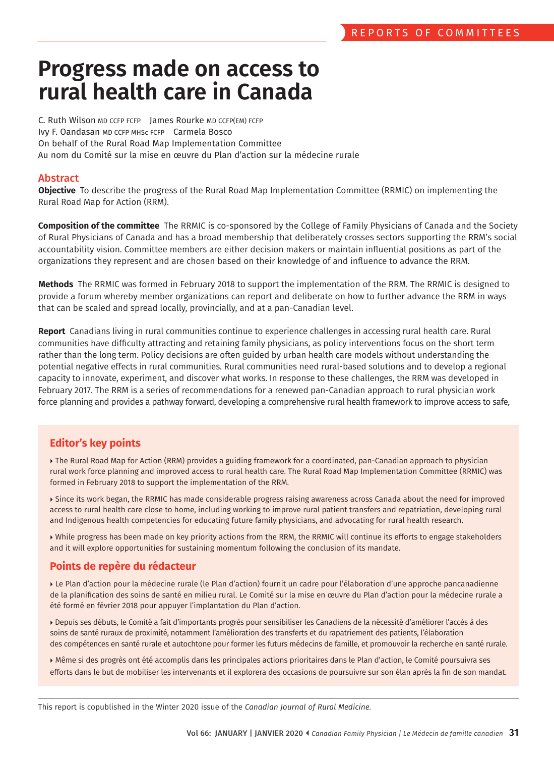# Progress made on access to rural health care in Canada

C. Ruth Wilson MD CCFP FCFP James Rourke MD CCFP(EM) FCFP
Ivy F. Oandasan MD CCFP MHSc FCFP Carmela Bosco
On behalf of the Rural Road Map Implementation Committee
Au nom du Comité sur la mise en œuvre du Plan d'action sur la médecine rurale

## Abstract

**Objective** To describe the progress of the Rural Road Map Implementation Committee (RRMIC) on implementing the Rural Road Map for Action (RRM).

**Composition of the committee** The RRMIC is co-sponsored by the College of Family Physicians of Canada and the Society of Rural Physicians of Canada and has a broad membership that deliberately crosses sectors supporting the RRM's social accountability vision. Committee members are either decision makers or maintain influential positions as part of the organizations they represent and are chosen based on their knowledge of and influence to advance the RRM.

**Methods** The RRMIC was formed in February 2018 to support the implementation of the RRM. The RRMIC is designed to provide a forum whereby member organizations can report and deliberate on how to further advance the RRM in ways that can be scaled and spread locally, provincially, and at a pan-Canadian level.

**Report** Canadians living in rural communities continue to experience challenges in accessing rural health care. Rural communities have difficulty attracting and retaining family physicians, as policy interventions focus on the short term rather than the long term. Policy decisions are often guided by urban health care models without understanding the potential negative effects in rural communities. Rural communities need rural-based solutions and to develop a regional capacity to innovate, experiment, and discover what works. In response to these challenges, the RRM was developed in February 2017. The RRM is a series of recommendations for a renewed pan-Canadian approach to rural physician work force planning and provides a pathway forward, developing a comprehensive rural health framework to improve access to safe,

## Editor's key points

- The Rural Road Map for Action (RRM) provides a guiding framework for a coordinated, pan-Canadian approach to physician rural work force planning and improved access to rural health care. The Rural Road Map Implementation Committee (RRMIC) was formed in February 2018 to support the implementation of the RRM.
- Since its work began, the RRMIC has made considerable progress raising awareness across Canada about the need for improved access to rural health care close to home, including working to improve rural patient transfers and repatriation, developing rural and Indigenous health competencies for educating future family physicians, and advocating for rural health research.
- While progress has been made on key priority actions from the RRM, the RRMIC will continue its efforts to engage stakeholders and it will explore opportunities for sustaining momentum following the conclusion of its mandate.

## Points de repère du rédacteur

- Le Plan d'action pour la médecine rurale (le Plan d'action) fournit un cadre pour l'élaboration d'une approche pancanadienne de la planification des soins de santé en milieu rural. Le Comité sur la mise en œuvre du Plan d'action pour la médecine rurale a été formé en février 2018 pour appuyer l'implantation du Plan d'action.
- Depuis ses débuts, le Comité a fait d'importants progrès pour sensibiliser les Canadiens de la nécessité d'améliorer l'accès à des soins de santé ruraux de proximité, notamment l'amélioration des transferts et du rapatriement des patients, l'élaboration des compétences en santé rurale et autochtone pour former les futurs médecins de famille, et promouvoir la recherche en santé rurale.
- Même si des progrès ont été accomplis dans les principales actions prioritaires dans le Plan d'action, le Comité poursuivra ses efforts dans le but de mobiliser les intervenants et il explorera des occasions de poursuivre sur son élan après la fin de son mandat.

This report is copublished in the Winter 2020 issue of the *Canadian Journal of Rural Medicine.*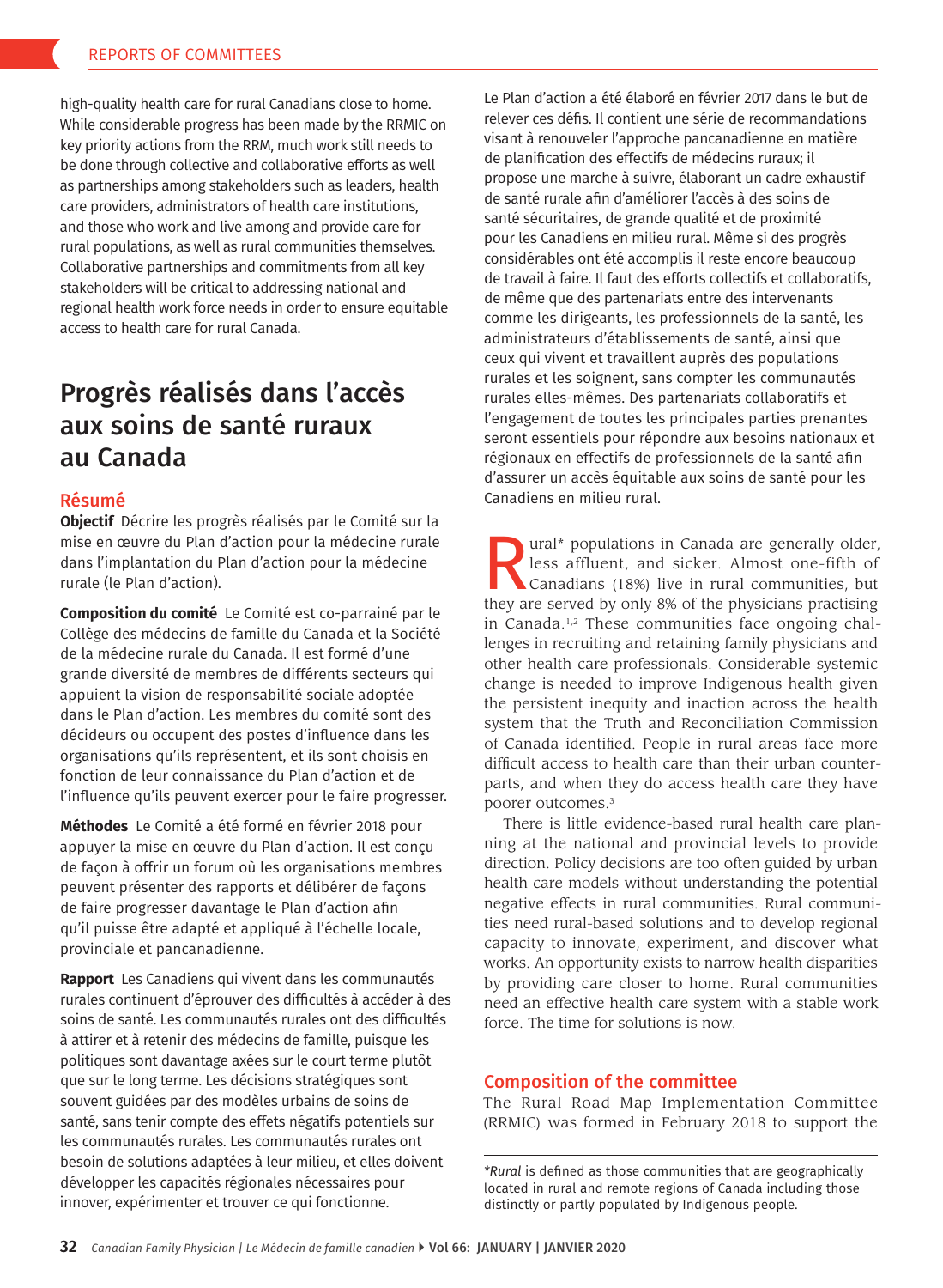high-quality health care for rural Canadians close to home. While considerable progress has been made by the RRMIC on key priority actions from the RRM, much work still needs to be done through collective and collaborative efforts as well as partnerships among stakeholders such as leaders, health care providers, administrators of health care institutions, and those who work and live among and provide care for rural populations, as well as rural communities themselves. Collaborative partnerships and commitments from all key stakeholders will be critical to addressing national and regional health work force needs in order to ensure equitable access to health care for rural Canada.

# Progrès réalisés dans l'accès aux soins de santé ruraux au Canada

## Résumé

**Objectif** Décrire les progrès réalisés par le Comité sur la mise en œuvre du Plan d'action pour la médecine rurale dans l'implantation du Plan d'action pour la médecine rurale (le Plan d'action).

**Composition du comité** Le Comité est co-parrainé par le Collège des médecins de famille du Canada et la Société de la médecine rurale du Canada. Il est formé d'une grande diversité de membres de différents secteurs qui appuient la vision de responsabilité sociale adoptée dans le Plan d'action. Les membres du comité sont des décideurs ou occupent des postes d'influence dans les organisations qu'ils représentent, et ils sont choisis en fonction de leur connaissance du Plan d'action et de l'influence qu'ils peuvent exercer pour le faire progresser.

**Méthodes** Le Comité a été formé en février 2018 pour appuyer la mise en œuvre du Plan d'action. Il est conçu de façon à offrir un forum où les organisations membres peuvent présenter des rapports et délibérer de façons de faire progresser davantage le Plan d'action afin qu'il puisse être adapté et appliqué à l'échelle locale, provinciale et pancanadienne.

**Rapport** Les Canadiens qui vivent dans les communautés rurales continuent d'éprouver des difficultés à accéder à des soins de santé. Les communautés rurales ont des difficultés à attirer et à retenir des médecins de famille, puisque les politiques sont davantage axées sur le court terme plutôt que sur le long terme. Les décisions stratégiques sont souvent guidées par des modèles urbains de soins de santé, sans tenir compte des effets négatifs potentiels sur les communautés rurales. Les communautés rurales ont besoin de solutions adaptées à leur milieu, et elles doivent développer les capacités régionales nécessaires pour innover, expérimenter et trouver ce qui fonctionne.

Le Plan d'action a été élaboré en février 2017 dans le but de relever ces défis. Il contient une série de recommandations visant à renouveler l'approche pancanadienne en matière de planification des effectifs de médecins ruraux; il propose une marche à suivre, élaborant un cadre exhaustif de santé rurale afin d'améliorer l'accès à des soins de santé sécuritaires, de grande qualité et de proximité pour les Canadiens en milieu rural. Même si des progrès considérables ont été accomplis il reste encore beaucoup de travail à faire. Il faut des efforts collectifs et collaboratifs, de même que des partenariats entre des intervenants comme les dirigeants, les professionnels de la santé, les administrateurs d'établissements de santé, ainsi que ceux qui vivent et travaillent auprès des populations rurales et les soignent, sans compter les communautés rurales elles-mêmes. Des partenariats collaboratifs et l'engagement de toutes les principales parties prenantes seront essentiels pour répondre aux besoins nationaux et régionaux en effectifs de professionnels de la santé afin d'assurer un accès équitable aux soins de santé pour les Canadiens en milieu rural.

Rural* populations in Canada are generally older, less affluent, and sicker. Almost one-fifth of Canadians (18%) live in rural communities, but they are served by only 8% of the physicians practising in Canada.[1,2] These communities face ongoing challenges in recruiting and retaining family physicians and other health care professionals. Considerable systemic change is needed to improve Indigenous health given the persistent inequity and inaction across the health system that the Truth and Reconciliation Commission of Canada identified. People in rural areas face more difficult access to health care than their urban counterparts, and when they do access health care they have poorer outcomes.[3]

There is little evidence-based rural health care planning at the national and provincial levels to provide direction. Policy decisions are too often guided by urban health care models without understanding the potential negative effects in rural communities. Rural communities need rural-based solutions and to develop regional capacity to innovate, experiment, and discover what works. An opportunity exists to narrow health disparities by providing care closer to home. Rural communities need an effective health care system with a stable work force. The time for solutions is now.

## Composition of the committee

The Rural Road Map Implementation Committee (RRMIC) was formed in February 2018 to support the

*\*Rural* is defined as those communities that are geographically located in rural and remote regions of Canada including those distinctly or partly populated by Indigenous people.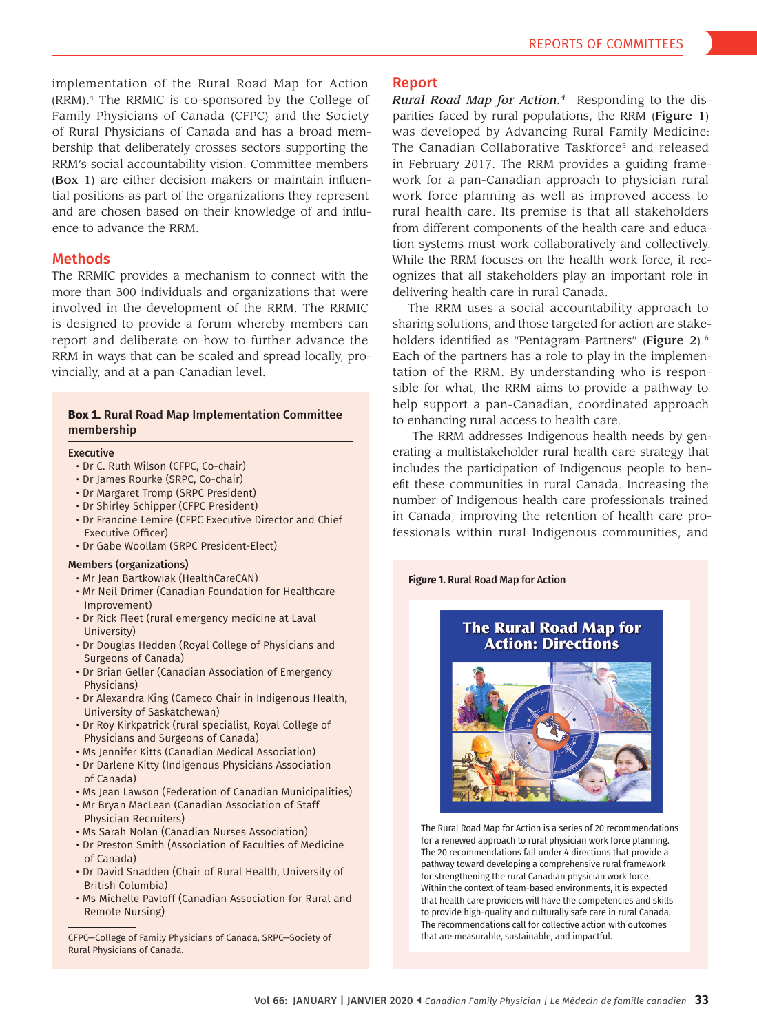implementation of the Rural Road Map for Action (RRM).[4] The RRMIC is co-sponsored by the College of Family Physicians of Canada (CFPC) and the Society of Rural Physicians of Canada and has a broad membership that deliberately crosses sectors supporting the RRM's social accountability vision. Committee members (**Box 1**) are either decision makers or maintain influential positions as part of the organizations they represent and are chosen based on their knowledge of and influence to advance the RRM.

## Methods

The RRMIC provides a mechanism to connect with the more than 300 individuals and organizations that were involved in the development of the RRM. The RRMIC is designed to provide a forum whereby members can report and deliberate on how to further advance the RRM in ways that can be scaled and spread locally, provincially, and at a pan-Canadian level.

**Box 1. Rural Road Map Implementation Committee membership**

**Executive**
- Dr C. Ruth Wilson (CFPC, Co-chair)
- Dr James Rourke (SRPC, Co-chair)
- Dr Margaret Tromp (SRPC President)
- Dr Shirley Schipper (CFPC President)
- Dr Francine Lemire (CFPC Executive Director and Chief Executive Officer)
- Dr Gabe Woollam (SRPC President-Elect)

**Members (organizations)**
- Mr Jean Bartkowiak (HealthCareCAN)
- Mr Neil Drimer (Canadian Foundation for Healthcare Improvement)
- Dr Rick Fleet (rural emergency medicine at Laval University)
- Dr Douglas Hedden (Royal College of Physicians and Surgeons of Canada)
- Dr Brian Geller (Canadian Association of Emergency Physicians)
- Dr Alexandra King (Cameco Chair in Indigenous Health, University of Saskatchewan)
- Dr Roy Kirkpatrick (rural specialist, Royal College of Physicians and Surgeons of Canada)
- Ms Jennifer Kitts (Canadian Medical Association)
- Dr Darlene Kitty (Indigenous Physicians Association of Canada)
- Ms Jean Lawson (Federation of Canadian Municipalities)
- Mr Bryan MacLean (Canadian Association of Staff Physician Recruiters)
- Ms Sarah Nolan (Canadian Nurses Association)
- Dr Preston Smith (Association of Faculties of Medicine of Canada)
- Dr David Snadden (Chair of Rural Health, University of British Columbia)
- Ms Michelle Pavloff (Canadian Association for Rural and Remote Nursing)

CFPC—College of Family Physicians of Canada, SRPC—Society of Rural Physicians of Canada.

## Report

***Rural Road Map for Action.***[4] Responding to the disparities faced by rural populations, the RRM (**Figure 1**) was developed by Advancing Rural Family Medicine: The Canadian Collaborative Taskforce[5] and released in February 2017. The RRM provides a guiding framework for a pan-Canadian approach to physician rural work force planning as well as improved access to rural health care. Its premise is that all stakeholders from different components of the health care and education systems must work collaboratively and collectively. While the RRM focuses on the health work force, it recognizes that all stakeholders play an important role in delivering health care in rural Canada.

The RRM uses a social accountability approach to sharing solutions, and those targeted for action are stakeholders identified as "Pentagram Partners" (**Figure 2**).[6] Each of the partners has a role to play in the implementation of the RRM. By understanding who is responsible for what, the RRM aims to provide a pathway to help support a pan-Canadian, coordinated approach to enhancing rural access to health care.

The RRM addresses Indigenous health needs by generating a multistakeholder rural health care strategy that includes the participation of Indigenous people to benefit these communities in rural Canada. Increasing the number of Indigenous health care professionals trained in Canada, improving the retention of health care professionals within rural Indigenous communities, and

**Figure 1. Rural Road Map for Action**

The Rural Road Map for Action: Directions

The Rural Road Map for Action is a series of 20 recommendations for a renewed approach to rural physician work force planning. The 20 recommendations fall under 4 directions that provide a pathway toward developing a comprehensive rural framework for strengthening the rural Canadian physician work force. Within the context of team-based environments, it is expected that health care providers will have the competencies and skills to provide high-quality and culturally safe care in rural Canada. The recommendations call for collective action with outcomes that are measurable, sustainable, and impactful.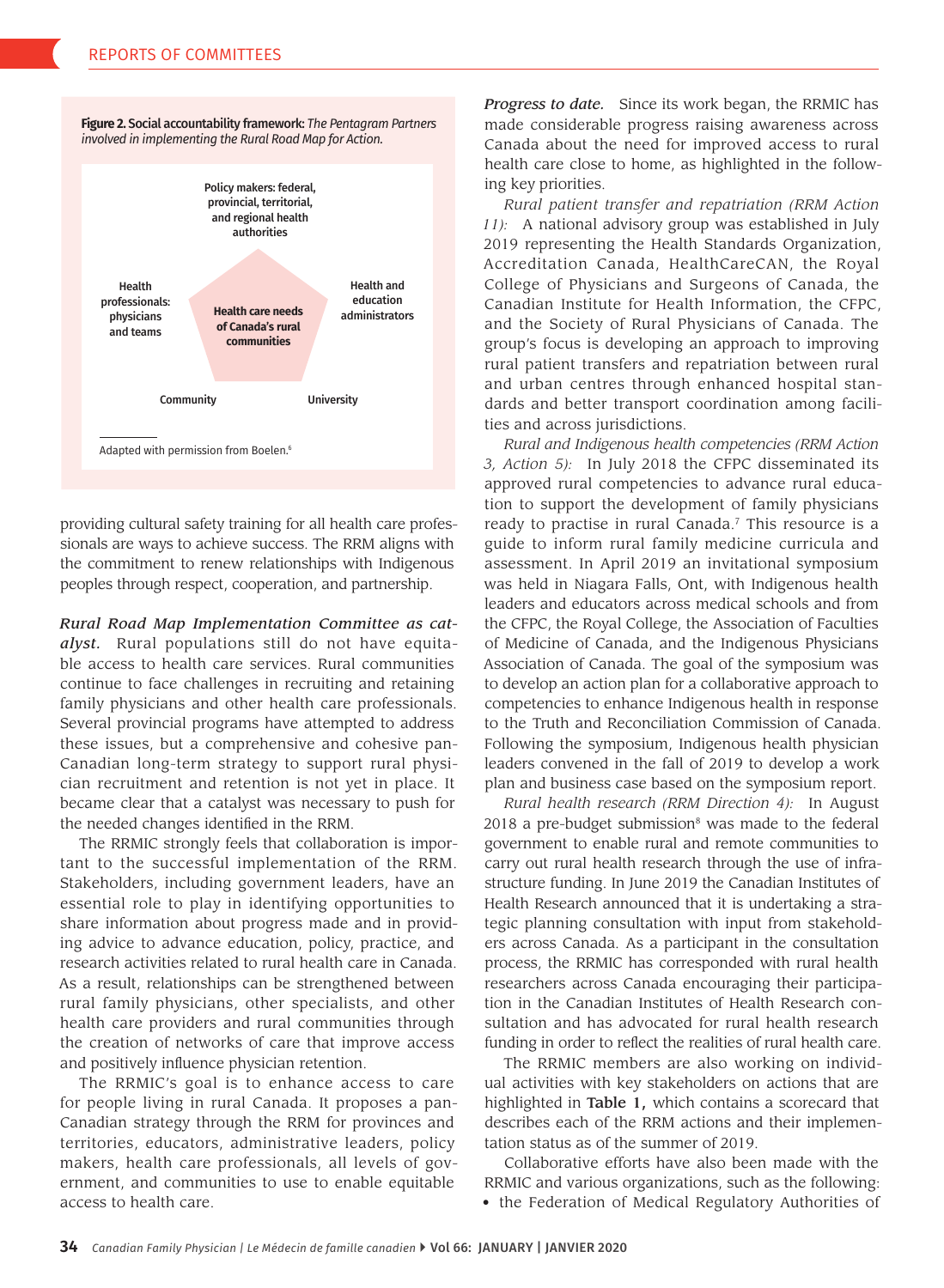**Figure 2. Social accountability framework:** *The Pentagram Partners involved in implementing the Rural Road Map for Action.*

Policy makers: federal, provincial, territorial, and regional health authorities

Health professionals: physicians and teams

Health care needs of Canada's rural communities

Health and education administrators

Community

University

Adapted with permission from Boelen.[6]

providing cultural safety training for all health care professionals are ways to achieve success. The RRM aligns with the commitment to renew relationships with Indigenous peoples through respect, cooperation, and partnership.

***Rural Road Map Implementation Committee as catalyst.*** Rural populations still do not have equitable access to health care services. Rural communities continue to face challenges in recruiting and retaining family physicians and other health care professionals. Several provincial programs have attempted to address these issues, but a comprehensive and cohesive pan-Canadian long-term strategy to support rural physician recruitment and retention is not yet in place. It became clear that a catalyst was necessary to push for the needed changes identified in the RRM.

The RRMIC strongly feels that collaboration is important to the successful implementation of the RRM. Stakeholders, including government leaders, have an essential role to play in identifying opportunities to share information about progress made and in providing advice to advance education, policy, practice, and research activities related to rural health care in Canada. As a result, relationships can be strengthened between rural family physicians, other specialists, and other health care providers and rural communities through the creation of networks of care that improve access and positively influence physician retention.

The RRMIC's goal is to enhance access to care for people living in rural Canada. It proposes a pan-Canadian strategy through the RRM for provinces and territories, educators, administrative leaders, policy makers, health care professionals, all levels of government, and communities to use to enable equitable access to health care.

***Progress to date.*** Since its work began, the RRMIC has made considerable progress raising awareness across Canada about the need for improved access to rural health care close to home, as highlighted in the following key priorities.

*Rural patient transfer and repatriation (RRM Action 11):* A national advisory group was established in July 2019 representing the Health Standards Organization, Accreditation Canada, HealthCareCAN, the Royal College of Physicians and Surgeons of Canada, the Canadian Institute for Health Information, the CFPC, and the Society of Rural Physicians of Canada. The group's focus is developing an approach to improving rural patient transfers and repatriation between rural and urban centres through enhanced hospital standards and better transport coordination among facilities and across jurisdictions.

*Rural and Indigenous health competencies (RRM Action 3, Action 5):* In July 2018 the CFPC disseminated its approved rural competencies to advance rural education to support the development of family physicians ready to practise in rural Canada.[7] This resource is a guide to inform rural family medicine curricula and assessment. In April 2019 an invitational symposium was held in Niagara Falls, Ont, with Indigenous health leaders and educators across medical schools and from the CFPC, the Royal College, the Association of Faculties of Medicine of Canada, and the Indigenous Physicians Association of Canada. The goal of the symposium was to develop an action plan for a collaborative approach to competencies to enhance Indigenous health in response to the Truth and Reconciliation Commission of Canada. Following the symposium, Indigenous health physician leaders convened in the fall of 2019 to develop a work plan and business case based on the symposium report.

*Rural health research (RRM Direction 4):* In August 2018 a pre-budget submission[8] was made to the federal government to enable rural and remote communities to carry out rural health research through the use of infrastructure funding. In June 2019 the Canadian Institutes of Health Research announced that it is undertaking a strategic planning consultation with input from stakeholders across Canada. As a participant in the consultation process, the RRMIC has corresponded with rural health researchers across Canada encouraging their participation in the Canadian Institutes of Health Research consultation and has advocated for rural health research funding in order to reflect the realities of rural health care.

The RRMIC members are also working on individual activities with key stakeholders on actions that are highlighted in **Table 1,** which contains a scorecard that describes each of the RRM actions and their implementation status as of the summer of 2019.

Collaborative efforts have also been made with the RRMIC and various organizations, such as the following:

- the Federation of Medical Regulatory Authorities of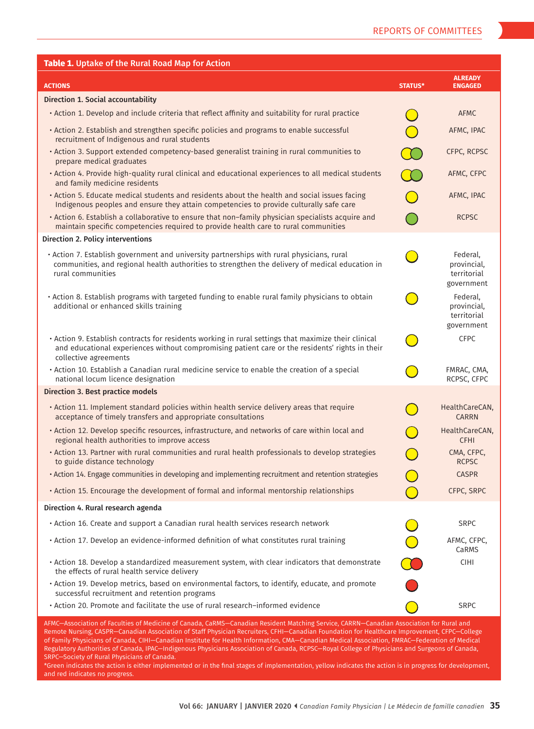**Table 1.** Uptake of the Rural Road Map for Action

| ACTIONS | STATUS* | ALREADY ENGAGED |
|---|---|---|
| **Direction 1. Social accountability** | | |
| • Action 1. Develop and include criteria that reflect affinity and suitability for rural practice | Yellow | AFMC |
| • Action 2. Establish and strengthen specific policies and programs to enable successful recruitment of Indigenous and rural students | Yellow | AFMC, IPAC |
| • Action 3. Support extended competency-based generalist training in rural communities to prepare medical graduates | Yellow/Green | CFPC, RCPSC |
| • Action 4. Provide high-quality rural clinical and educational experiences to all medical students and family medicine residents | Yellow/Green | AFMC, CFPC |
| • Action 5. Educate medical students and residents about the health and social issues facing Indigenous peoples and ensure they attain competencies to provide culturally safe care | Yellow | AFMC, IPAC |
| • Action 6. Establish a collaborative to ensure that non–family physician specialists acquire and maintain specific competencies required to provide health care to rural communities | Green | RCPSC |
| **Direction 2. Policy interventions** | | |
| • Action 7. Establish government and university partnerships with rural physicians, rural communities, and regional health authorities to strengthen the delivery of medical education in rural communities | Yellow | Federal, provincial, territorial government |
| • Action 8. Establish programs with targeted funding to enable rural family physicians to obtain additional or enhanced skills training | Yellow | Federal, provincial, territorial government |
| • Action 9. Establish contracts for residents working in rural settings that maximize their clinical and educational experiences without compromising patient care or the residents' rights in their collective agreements | Yellow | CFPC |
| • Action 10. Establish a Canadian rural medicine service to enable the creation of a special national locum licence designation | Yellow | FMRAC, CMA, RCPSC, CFPC |
| **Direction 3. Best practice models** | | |
| • Action 11. Implement standard policies within health service delivery areas that require acceptance of timely transfers and appropriate consultations | Yellow | HealthCareCAN, CARRN |
| • Action 12. Develop specific resources, infrastructure, and networks of care within local and regional health authorities to improve access | Yellow | HealthCareCAN, CFHI |
| • Action 13. Partner with rural communities and rural health professionals to develop strategies to guide distance technology | Yellow | CMA, CFPC, RCPSC |
| • Action 14. Engage communities in developing and implementing recruitment and retention strategies | Yellow | CASPR |
| • Action 15. Encourage the development of formal and informal mentorship relationships | Yellow | CFPC, SRPC |
| **Direction 4. Rural research agenda** | | |
| • Action 16. Create and support a Canadian rural health services research network | Yellow | SRPC |
| • Action 17. Develop an evidence-informed definition of what constitutes rural training | Yellow | AFMC, CFPC, CaRMS |
| • Action 18. Develop a standardized measurement system, with clear indicators that demonstrate the effects of rural health service delivery | Yellow/Red | CIHI |
| • Action 19. Develop metrics, based on environmental factors, to identify, educate, and promote successful recruitment and retention programs | Red | |
| • Action 20. Promote and facilitate the use of rural research–informed evidence | Yellow | SRPC |

AFMC—Association of Faculties of Medicine of Canada, CaRMS—Canadian Resident Matching Service, CARRN—Canadian Association for Rural and Remote Nursing, CASPR—Canadian Association of Staff Physician Recruiters, CFHI—Canadian Foundation for Healthcare Improvement, CFPC—College of Family Physicians of Canada, CIHI—Canadian Institute for Health Information, CMA—Canadian Medical Association, FMRAC—Federation of Medical Regulatory Authorities of Canada, IPAC—Indigenous Physicians Association of Canada, RCPSC—Royal College of Physicians and Surgeons of Canada, SRPC—Society of Rural Physicians of Canada.

*Green indicates the action is either implemented or in the final stages of implementation, yellow indicates the action is in progress for development, and red indicates no progress.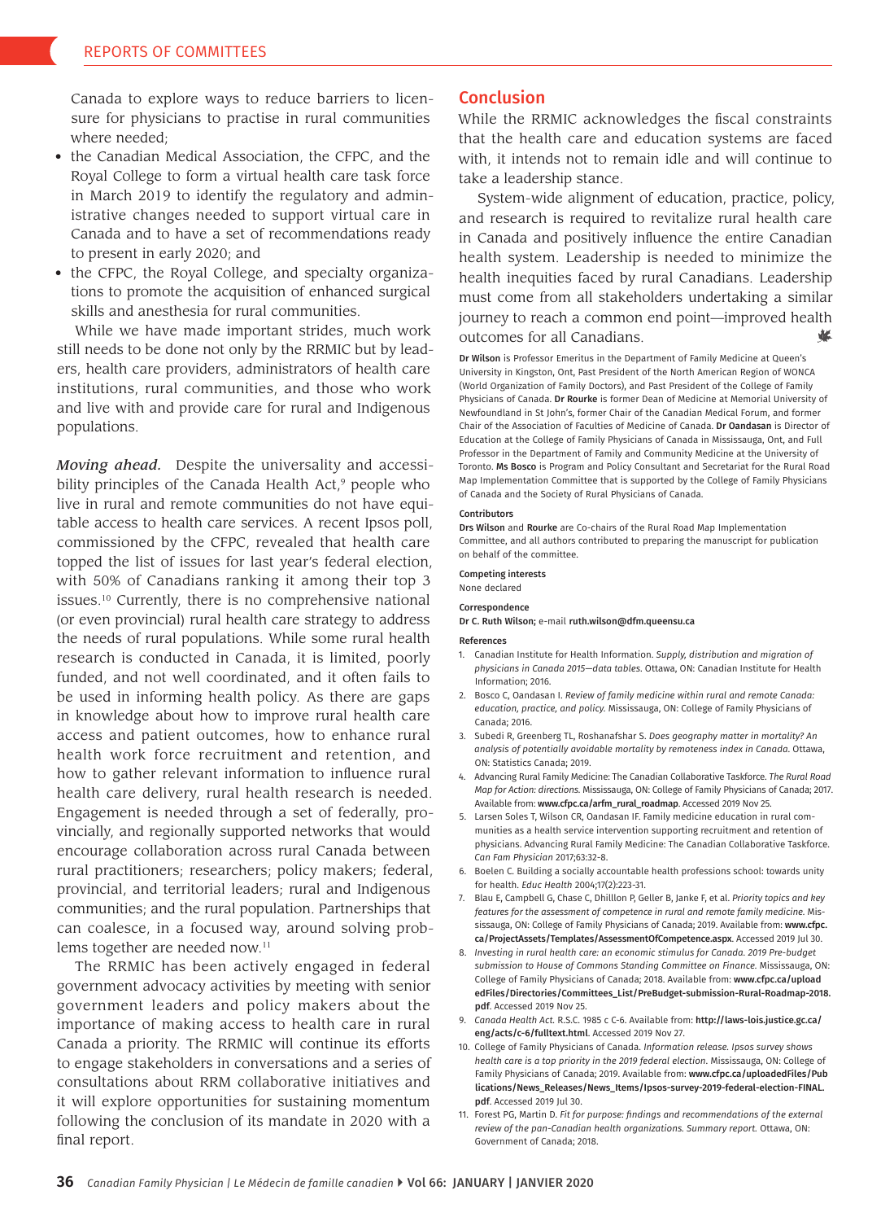Canada to explore ways to reduce barriers to licensure for physicians to practise in rural communities where needed;

- the Canadian Medical Association, the CFPC, and the Royal College to form a virtual health care task force in March 2019 to identify the regulatory and administrative changes needed to support virtual care in Canada and to have a set of recommendations ready to present in early 2020; and
- the CFPC, the Royal College, and specialty organizations to promote the acquisition of enhanced surgical skills and anesthesia for rural communities.

While we have made important strides, much work still needs to be done not only by the RRMIC but by leaders, health care providers, administrators of health care institutions, rural communities, and those who work and live with and provide care for rural and Indigenous populations.

*Moving ahead.* Despite the universality and accessibility principles of the Canada Health Act,[9] people who live in rural and remote communities do not have equitable access to health care services. A recent Ipsos poll, commissioned by the CFPC, revealed that health care topped the list of issues for last year's federal election, with 50% of Canadians ranking it among their top 3 issues.[10] Currently, there is no comprehensive national (or even provincial) rural health care strategy to address the needs of rural populations. While some rural health research is conducted in Canada, it is limited, poorly funded, and not well coordinated, and it often fails to be used in informing health policy. As there are gaps in knowledge about how to improve rural health care access and patient outcomes, how to enhance rural health work force recruitment and retention, and how to gather relevant information to influence rural health care delivery, rural health research is needed. Engagement is needed through a set of federally, provincially, and regionally supported networks that would encourage collaboration across rural Canada between rural practitioners; researchers; policy makers; federal, provincial, and territorial leaders; rural and Indigenous communities; and the rural population. Partnerships that can coalesce, in a focused way, around solving problems together are needed now.[11]

The RRMIC has been actively engaged in federal government advocacy activities by meeting with senior government leaders and policy makers about the importance of making access to health care in rural Canada a priority. The RRMIC will continue its efforts to engage stakeholders in conversations and a series of consultations about RRM collaborative initiatives and it will explore opportunities for sustaining momentum following the conclusion of its mandate in 2020 with a final report.

## Conclusion

While the RRMIC acknowledges the fiscal constraints that the health care and education systems are faced with, it intends not to remain idle and will continue to take a leadership stance.

System-wide alignment of education, practice, policy, and research is required to revitalize rural health care in Canada and positively influence the entire Canadian health system. Leadership is needed to minimize the health inequities faced by rural Canadians. Leadership must come from all stakeholders undertaking a similar journey to reach a common end point—improved health outcomes for all Canadians.

**Dr Wilson** is Professor Emeritus in the Department of Family Medicine at Queen's University in Kingston, Ont, Past President of the North American Region of WONCA (World Organization of Family Doctors), and Past President of the College of Family Physicians of Canada. **Dr Rourke** is former Dean of Medicine at Memorial University of Newfoundland in St John's, former Chair of the Canadian Medical Forum, and former Chair of the Association of Faculties of Medicine of Canada. **Dr Oandasan** is Director of Education at the College of Family Physicians of Canada in Mississauga, Ont, and Full Professor in the Department of Family and Community Medicine at the University of Toronto. **Ms Bosco** is Program and Policy Consultant and Secretariat for the Rural Road Map Implementation Committee that is supported by the College of Family Physicians of Canada and the Society of Rural Physicians of Canada.

#### Contributors

**Drs Wilson** and **Rourke** are Co-chairs of the Rural Road Map Implementation Committee, and all authors contributed to preparing the manuscript for publication on behalf of the committee.

#### Competing interests

None declared

#### Correspondence

**Dr C. Ruth Wilson;** e-mail **ruth.wilson@dfm.queensu.ca**

#### References

1. Canadian Institute for Health Information. *Supply, distribution and migration of physicians in Canada 2015—data tables.* Ottawa, ON: Canadian Institute for Health Information; 2016.
2. Bosco C, Oandasan I. *Review of family medicine within rural and remote Canada: education, practice, and policy.* Mississauga, ON: College of Family Physicians of Canada; 2016.
3. Subedi R, Greenberg TL, Roshanafshar S. *Does geography matter in mortality? An analysis of potentially avoidable mortality by remoteness index in Canada.* Ottawa, ON: Statistics Canada; 2019.
4. Advancing Rural Family Medicine: The Canadian Collaborative Taskforce. *The Rural Road Map for Action: directions.* Mississauga, ON: College of Family Physicians of Canada; 2017. Available from: **www.cfpc.ca/arfm_rural_roadmap**. Accessed 2019 Nov 25.
5. Larsen Soles T, Wilson CR, Oandasan IF. Family medicine education in rural communities as a health service intervention supporting recruitment and retention of physicians. Advancing Rural Family Medicine: The Canadian Collaborative Taskforce. *Can Fam Physician* 2017;63:32-8.
6. Boelen C. Building a socially accountable health professions school: towards unity for health. *Educ Health* 2004;17(2):223-31.
7. Blau E, Campbell G, Chase C, Dhilllon P, Geller B, Janke F, et al. *Priority topics and key features for the assessment of competence in rural and remote family medicine.* Mississauga, ON: College of Family Physicians of Canada; 2019. Available from: **www.cfpc.ca/ProjectAssets/Templates/AssessmentOfCompetence.aspx**. Accessed 2019 Jul 30.
8. *Investing in rural health care: an economic stimulus for Canada. 2019 Pre-budget submission to House of Commons Standing Committee on Finance.* Mississauga, ON: College of Family Physicians of Canada; 2018. Available from: **www.cfpc.ca/uploadedFiles/Directories/Committees_List/PreBudget-submission-Rural-Roadmap-2018.pdf**. Accessed 2019 Nov 25.
9. *Canada Health Act.* R.S.C. 1985 c C-6. Available from: **http://laws-lois.justice.gc.ca/eng/acts/c-6/fulltext.html**. Accessed 2019 Nov 27.
10. College of Family Physicians of Canada. *Information release. Ipsos survey shows health care is a top priority in the 2019 federal election.* Mississauga, ON: College of Family Physicians of Canada; 2019. Available from: **www.cfpc.ca/uploadedFiles/Publications/News_Releases/News_Items/Ipsos-survey-2019-federal-election-FINAL.pdf**. Accessed 2019 Jul 30.
11. Forest PG, Martin D. *Fit for purpose: findings and recommendations of the external review of the pan-Canadian health organizations. Summary report.* Ottawa, ON: Government of Canada; 2018.